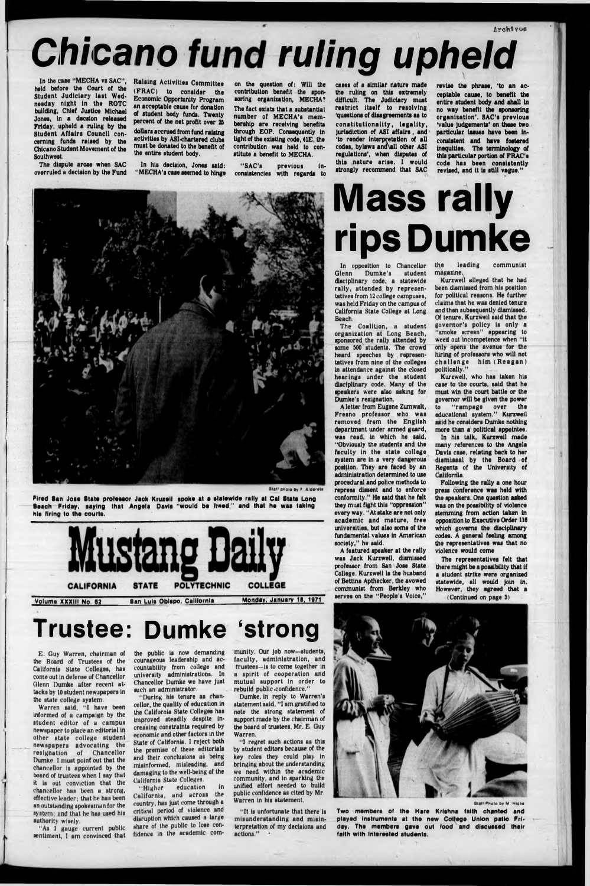Archives

# Chicano fund ruling upheld

In the case "MECHA vs SAC", held before the Court of the Student Judiciary last Wednesday night in the ROTC building, Chief Justice Michael Jones, in a decision released Friday, upheld a ruling by the Student Affairs Council concerning funds raised by the Chicano Student Movement of the Southwest.

The dispute arose when SAC overruled a decision by the Fund Raising Activities Committee (FRAC) to consider the Economic Opportunity Program an acceptable cause for donation of student body funds. Twenty percent of the net profit over 25 dollars accrued from fund raising activities by ASI-chartered clubs must be donated to the benefit of the entire student body.

In his decision, Jones said: "MECHA's case seemed to hinge on the question of: Will the contribution benefit the sponsoring organization, MECHA? The fact exists that a substantial number of MECHA's membership are receiving benefits through EOP. Consequently in light of the existing code, 41E, the contribution was held to constitute a benefit to MECHA.

"SAC's previous inconsistencies with regards to cases of a similar nature made the ruling on this extremely difficult. The Judiciary must restrict itself to resolving 'questions of disagreements as to constitutionality, legality, jurisdiction of ASI affairs, and 'to render interpretation of all codes, bylaws and all other ASI regulations', when disputes of this nature arise. I would strongly recommend that SAC revise the phrase, 'to an acceptable cause, to benefit the entire student body and shall in no way benefit the sponsoring organization'. SAC's previous 'value judgements' on these two particular issues have been inconsistent and have fostered inequities. The terminology of this particular portion of FRAC's code has been consistently revised, and it is still vague."

Staff photo by F. Alderete

**Fired San Jose State professor Jack Kruzell spoke at a statewide rally at Cal State Long Beach Friday, saying that Angela Davis "would be freed," and that he was taking his firing to the courts.**

# Mass rally rips Dumke

In opposition to Chancellor Glenn Dumke's student disciplinary code, a statewide rally, attended by representatives from 12 college campuses, was held Friday on the campus of California State College at Long Beach.

The Coalition, a student organization at Long Beach, sponsored the rally attended by some 500 students. The crowd heard speeches by representatives from nine of the colleges in attendance against the closed hearings under the student disciplinary code. Many of the speakers were also asking for Dumke's resignation.

A letter from Eugene Zumwalt, Fresno professor who was removed from the English department under armed guard, was read, in which he said, "Obviously the students and the faculty in the state college system are in a very dangerous position. They are faced by an administration determined to use procedural and police methods to repress dissent and to enforce conformity." He said that he felt they must fight this "oppression" every way. "At stake are not only academic and mature, free universities, but also some of the fundamental values in American society," he said.

A featured speaker at the rally was Jack Kurzwell, dismissed professor from San Jose State College. Kurzwell is the husband of Bettina Apthecker, the avowed communist from Berkley who serves on the "People's Voice," the leading communist magazine.

Kurzwell alleged that he had been dismissed from his position for political reasons. He further claims that he was denied tenure and then subsequently dismissed. Of tenure, Kurzwell said that the governor's policy is only a "smoke screen" appearing to weed out incompetence when "it only opens the avenue for the hiring of professors who will not challenge him (Reagan) politically."

Kurzwell, who has taken his case to the courts, said that he must win the court battle or the governor will be given the power to "rampage over the educational system." Kurzwell said he considers Dumke nothing more than a political appointee.

In his talk, Kurzwell made many references to the Angela Davis case, relating back to her dismissal by the Board of Regents of the University of California.

Following the rally a one hour press conference was held with the speakers. One question asked was on the possibility of violence stemming from action taken in opposition to Executive Order 116 which governs the disciplinary codes. A general feeling among the representatives was that no violence would come.

The representatives felt that there might be a possibility that if a student strike were organized statewide, all would join in. However, they agreed that a

(Continued on page 3)

# Mustang Daily

CALIFORNIA STATE POLYTECHNIC COLLEGE

Volume XXXIII No. 62 San Luis Obispo, California Monday, January 18, 1971

# Trustee: Dumke 'strong

E. Guy Warren, chairman of the Board of Trustees of the California State Colleges, has come out in defense of Chancellor Glenn Dumke after recent attacks by 10 student newspapers in the state college system.

Warren said, "I have been informed of a campaign by the student editor of a campus newspaper to place an editorial in other state college student newspapers advocating the resignation of Chancellor Dumke. I must point out that the chancellor is appointed by the board of trustees when I say that it is our conviction that the chancellor has been a strong, effective leader; that he has been an outstanding spokesman for the system; and that he has used his authority wisely.

"As I gauge current public sentiment, I am convinced that the public is now demanding courageous leadership and accountability from college and university administrations. In Chancellor Dumke we have just such an administrator.

"During his tenure as chancellor, the quality of education in the California State Colleges has improved steadily despite increasing constraints required by economic and other factors in the State of California. I reject both the premise of these editorials and their conclusions as being misinformed, misleading, and damaging to the well-being of the California State Colleges.

"Higher education in California, and across the country, has just come through a critical period of violence and disruption which caused a large share of the public to lose confidence in the academic community. Our job now—students, faculty, administration, and trustees—is to come together in a spirit of cooperation and mutual support in order to rebuild public confidence."

Dumke, in reply to Warren's statement said, "I am gratified to note the strong statement of support made by the chairman of the board of trustees, Mr. E. Guy Warren.

"I regret such actions as this by student editors because of the key roles they could play in bringing about the understanding we need within the academic community, and in sparking the unified effort needed to build public confidence as cited by Mr. Warren in his statement.

"It is unfortunate that there is misunderstanding and misinterpretation of my decisions and actions."

Staff Photo by M. Hicks

**Two members of the Hare Krishna faith chanted and played instruments at the new College Union patio Friday. The members gave out food and discussed their faith with interested students.**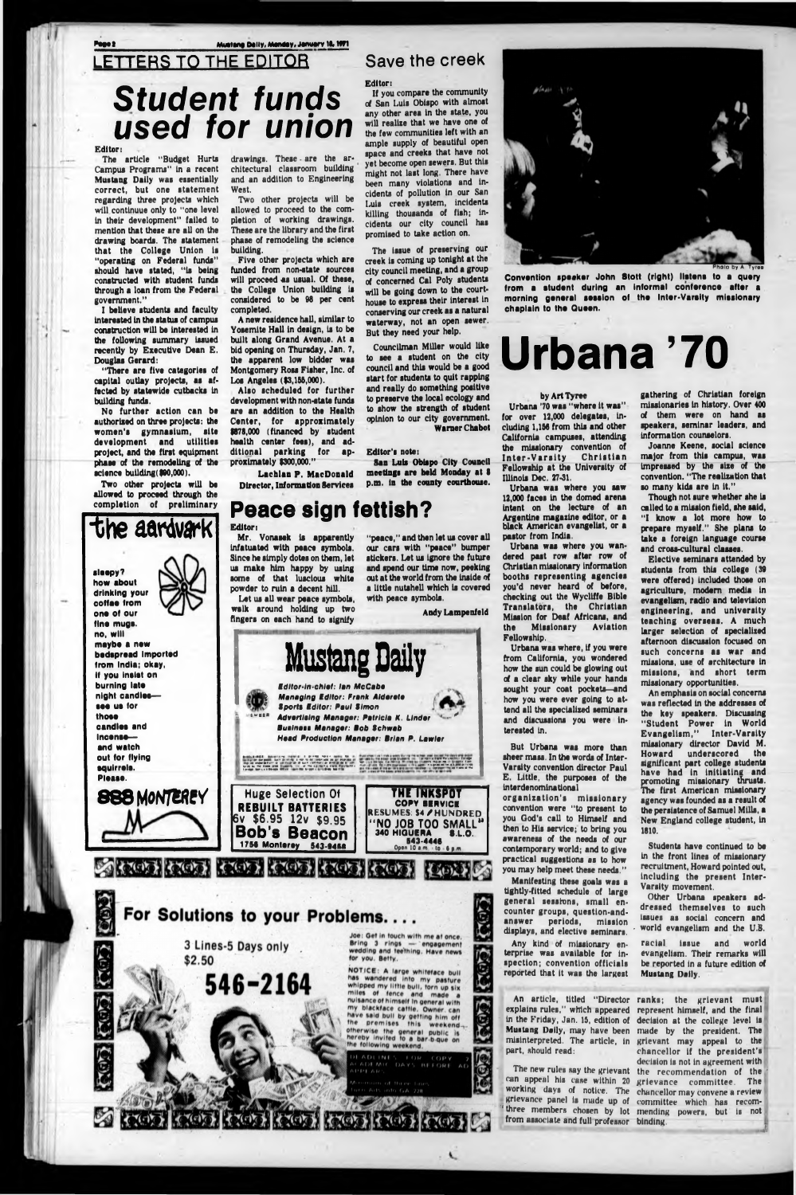## LETTERS TO THE EDITOR

# Student funds used for union

Editor:

The article "Budget Hurts Campus Programs" in a recent Mustang Daily was essentially correct, but one statement regarding three projects which will continue only to "one level in their development" failed to mention that these are all on the drawing boards. The statement that the College Union is "operating on Federal funds" should have stated, "is being constructed with student funds through a loan from the Federal government."

I believe students and faculty interested in the status of campus construction will be interested in the following summary issued recently by Executive Dean E. Douglas Gerard:

"There are five categories of capital outlay projects, as affected by statewide cutbacks in building funds.

No further action can be authorized on three projects: the women's gymnasium, site development and utilities project, and the first equipment phase of the remodeling of the science building($90,000).

Two other projects will be allowed to proceed through the completion of preliminary drawings. These are the architectural classroom building and an addition to Engineering West.

Two other projects will be allowed to proceed to the completion of working drawings. These are the library and the first phase of remodeling the science building.

Five other projects which are funded from non-state sources will proceed as usual. Of these, the College Union building is considered to be 98 per cent completed.

A new residence hall, similar to Yosemite Hall in design, is to be built along Grand Avenue. At a bid opening on Thursday, Jan. 7, the apparent low bidder was Montgomery Ross Fisher, Inc. of Los Angeles ($3,155,000).

Also scheduled for further development with non-state funds are an addition to the Health Center, for approximately $878,000 (financed by student health center fees), and additional parking for approximately $300,000."

Lachlan P. MacDonald
Director, Information Services

## Save the creek

Editor:

If you compare the community of San Luis Obispo with almost any other area in the state, you will realize that we have one of the few communities left with an ample supply of beautiful open space and creeks that have not yet become open sewers. But this might not last long. There have been many violations and incidents of pollution in our San Luis creek system, incidents killing thousands of fish; incidents our city council has promised to take action on.

The issue of preserving our creek is coming up tonight at the city council meeting, and a group of concerned Cal Poly students will be going down to the courthouse to express their interest in conserving our creek as a natural waterway, not an open sewer. But they need your help.

Councilman Miller would like to see a student on the city council and this would be a good start for students to quit rapping and really do something positive to preserve the local ecology and to show the strength of student opinion to our city government.

Warner Chabot

Editor's note:

San Luis Obispo City Council meetings are held Monday at 8 p.m. in the county courthouse.

## Peace sign fettish?

Editor:

Mr. Vonasek is apparently infatuated with peace symbols. Since he simply dotes on them, let us make him happy by using some of that luscious white powder to ruin a decent hill.

Let us all wear peace symbols, walk around holding up two fingers on each hand to signify "peace," and then let us cover all our cars with "peace" bumper stickers. Let us ignore the future and spend our time now, peeking out at the world from the inside of a little nutshell which is covered with peace symbols.

Andy Lampenfeld

the aardvark

sleepy? how about drinking your coffee from one of our fine mugs. no, will maybe a new bedspread imported from India; okay, if you insist on burning late night candles— see us for those candles and incense— and watch out for flying squirrels. Please.

888 MONTEREY

**Mustang Daily**

*Editor-in-chief: Ian McCabe*
*Managing Editor: Frank Alderete*
*Sports Editor: Paul Simon*
*Advertising Manager: Patricia K. Linder*
*Business Manager: Bob Schwab*
*Head Production Manager: Brian P. Lawler*

Huge Selection Of **REBUILT BATTERIES** 6v $6.95 12v $9.95 **Bob's Beacon** 1756 Monterey 543-9458

THE INKSPOT COPY SERVICE RESUMES $4/HUNDRED "NO JOB TOO SMALL" 340 HIGUERA S.L.O. 543-4446 Open 10 a.m. - to - 6 p.m.

## For Solutions to Your Problems....

3 Lines-5 Days only $2.50

546-2164

Joe: Get in touch with me at once. Bring 3 rings — engagement wedding and teething. Have news for you. Betty.

NOTICE: A large whiteface bull has wandered into my pasture whipped my little bull, torn up six miles of fence and made a nuisance of himself in general with my blackface cattle. Owner can have said bull by getting him off the premises this weekend, otherwise the general public is hereby invited to a bar-b-que on the following weekend.

DEADLINES FOR COPY 2 ACADEMIC DAYS BEFORE AD APPEARS.

Convention speaker John Stott (right) listens to a query from a student during an informal conference after a morning general session of the Inter-Varsity missionary chaplain to the Queen.

Photo by A. Tyree

# Urbana '70

by Art Tyree

Urbana '70 was "where it was" for over 12,000 delegates, including 1,156 from this and other California campuses, attending the missionary convention of Inter-Varsity Christian Fellowship at the University of Illinois Dec. 27-31.

Urbana was where you saw 12,000 faces in the domed arena intent on the lecture of an Argentine magazine editor, or a black American evangelist, or a pastor from India.

Urbana was where you wandered past row after row of Christian missionary information booths representing agencies you'd never heard of before, checking out the Wycliffe Bible Translators, the Christian Mission for Deaf Africans, and the Missionary Aviation Fellowship.

Urbana was where, if you were from California, you wondered how the sun could be glowing out of a clear sky while your hands sought your coat pockets—and how you were ever going to attend all the specialized seminars and discussions you were interested in.

But Urbana was more than sheer mass. In the words of Inter-Varsity convention director Paul E. Little, the purposes of the interdenominational organization's missionary convention were "to present to you God's call to Himself and then to His service; to bring you awareness of the needs of our contemporary world; and to give practical suggestions as to how you may help meet these needs."

Manifesting these goals was a tightly-fitted schedule of large general sessions, small encounter groups, question-and-answer periods, mission displays, and elective seminars.

Any kind of missionary enterprise was available for inspection; convention officials reported that it was the largest gathering of Christian foreign missionaries in history. Over 400 of them were on hand as speakers, seminar leaders, and information counselors.

Joanne Keene, social science major from this campus, was impressed by the size of the convention. "The realization that so many kids are in it."

Though not sure whether she is called to a mission field, she said, "I know a lot more how to prepare myself." She plans to take a foreign language course and cross-cultural classes.

Elective seminars attended by students from this college (39 were offered) included those on agriculture, modern media in evangelism, radio and television engineering, and university teaching overseas. A much larger selection of specialized afternoon discussion focused on such concerns as war and missions, use of architecture in missions, and short term missionary opportunities.

An emphasis on social concerns was reflected in the addresses of the key speakers. Discussing "Student Power in World Evangelism," Inter-Varsity missionary director David M. Howard underscored the significant part college students have had in initiating and promoting missionary thrusts. The first American missionary agency was founded as a result of the persistence of Samuel Mills, a New England college student, in 1810.

Students have continued to be in the front lines of missionary recruitment, Howard pointed out, including the present Inter-Varsity movement.

Other Urbana speakers addressed themselves to such issues as social concern and world evangelism and the U.S. racial issue and world evangelism. Their remarks will be reported in a future edition of Mustang Daily.

An article, titled "Director explains rules," which appeared in the Friday, Jan. 15, edition of Mustang Daily, may have been misinterpreted. The article, in part, should read:

The new rules say the grievant can appeal his case within 20 working days of notice. The grievance panel is made up of three members chosen by lot from associate and full professor ranks; the grievant must represent himself, and the final decision at the college level is made by the president. The grievant may appeal to the chancellor if the president's decision is not in agreement with the recommendation of the grievance committee. The chancellor may convene a review committee which has recommending powers, but is not binding.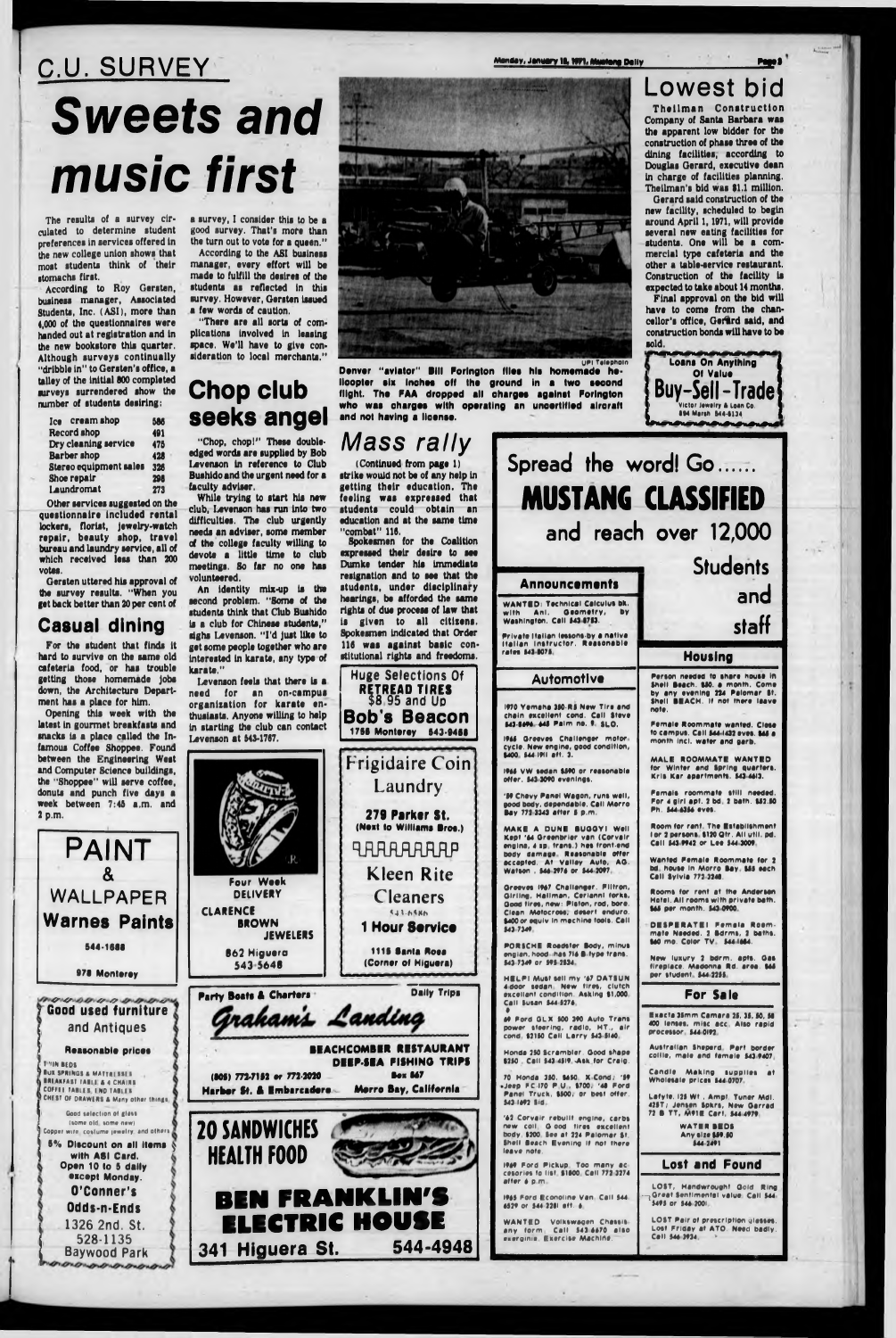C.U. SURVEY

# Sweets and music first

The results of a survey circulated to determine student preferences in services offered in the new college union shows that most students think of their stomachs first.

According to Roy Gersten, business manager, Associated Students, Inc. (ASI), more than 4,000 of the questionnaires were handed out at registration and in the new bookstore this quarter. Although surveys continually "dribble in" to Gersten's office, a talley of the initial 800 completed surveys surrendered show the number of students desiring:

| | |
|---|---|
| Ice cream shop | 586 |
| Record shop | 491 |
| Dry cleaning service | 475 |
| Barber shop | 428 |
| Stereo equipment sales | 326 |
| Shoe repair | 298 |
| Laundromat | 273 |

Other services suggested on the questionnaire included rental lockers, florist, jewelry-watch repair, beauty shop, travel bureau and laundry service, all of which received less than 200 votes.

Gersten uttered his approval of the survey results. "When you get back better than 20 per cent of a survey, I consider this to be a good survey. That's more than the turn out to vote for a queen."

According to the ASI business manager, every effort will be made to fulfill the desires of the students as reflected in this survey. However, Gersten issued a few words of caution.

"There are all sorts of complications involved in leasing space. We'll have to give consideration to local merchants."

## Casual dining

For the student that finds it hard to survive on the same old cafeteria food, or has trouble getting those homemade jobs down, the Architecture Department has a place for him.

Opening this week with the latest in gourmet breakfasts and snacks is a place called the Infamous Coffee Shoppee. Found between the Engineering West and Computer Science buildings, the "Shoppee" will serve coffee, donuts and punch five days a week between 7:45 a.m. and 2 p.m.

## Chop club seeks angel

"Chop, chop!" These double-edged words are supplied by Bob Levenson in reference to Club Bushido and the urgent need for a faculty adviser.

While trying to start his new club, Levenson has run into two difficulties. The club urgently needs an adviser, some member of the college faculty willing to devote a little time to club meetings. So far no one has volunteered.

An identity mix-up is the second problem. "Some of the students think that Club Bushido is a club for Chinese students," sighs Levenson. "I'd just like to get some people together who are interested in karate, any type of karate."

Levenson feels that there is a need for an on-campus organization for karate enthusiasts. Anyone willing to help in starting the club can contact Levenson at 543-1767.

UPI Telephoto

Denver "aviator" Bill Forington flies his homemade helicopter six inches off the ground in a two second flight. The FAA dropped all charges against Forington who was charged with operating an uncertified aircraft and not having a license.

## Mass rally

(Continued from page 1)

strike would not be of any help in getting their education. The feeling was expressed that students could obtain an education and at the same time "combat" 116.

Spokesmen for the Coalition expressed their desire to see Dumke tender his immediate resignation and to see that the students, under disciplinary hearings, be afforded the same rights of due process of law that is given to all citizens. Spokesmen indicated that Order 116 was against basic constitutional rights and freedoms.

## Lowest bid

Thellman Construction Company of Santa Barbara was the apparent low bidder for the construction of phase three of the dining facilities, according to Douglas Gerard, executive dean in charge of facilities planning. Thellman's bid was $1.1 million.

Gerard said construction of the new facility, scheduled to begin around April 1, 1971, will provide several new eating facilities for students. One will be a commercial type cafeteria and the other a table-service restaurant. Construction of the facility is expected to take about 14 months.

Final approval on the bid will have to come from the chancellor's office, Gerard said, and construction bonds will have to be sold.

Loans On Anything Of Value
Buy-Sell-Trade
Victor Jewelry & Loan Co.
894 Marsh 544-6134

PAINT & WALLPAPER
Warnes Paints
544-1688
978 Monterey

Good used furniture and Antiques
Reasonable prices
TWIN BEDS
BOX SPRINGS & MATTRESSES
BREAKFAST TABLE & 4 CHAIRS
COFFEE TABLES, END TABLES
CHEST OF DRAWERS & Many other things
Good selection of glass (some old, some new)
Copper wire, costume jewelry, and others
5% Discount on all items with ASI Card.
Open 10 to 5 daily except Monday.
O'Conner's Odds-n-Ends
1326 2nd. St.
528-1135
Baywood Park

Huge Selections Of RETREAD TIRES $8.95 and Up
Bob's Beacon
1758 Monterey 543-9488

Frigidaire Coin Laundry
279 Parker St.
(Next to Williams Bros.)
Kleen Rite Cleaners
543-6586
1 Hour Service
1115 Santa Rosa (Corner of Higuera)

Four Week DELIVERY
CLARENCE BROWN JEWELERS
862 Higuera
543-5648

Party Boats & Charters — Daily Trips
Graham's Landing
BEACHCOMBER RESTAURANT
DEEP-SEA FISHING TRIPS
(805) 772-7152 or 772-2020
Box 867
Harbor St. & Embarcadero — Morro Bay, California

20 SANDWICHES
HEALTH FOOD
BEN FRANKLIN'S ELECTRIC HOUSE
341 Higuera St. 544-4948

Spread the word! Go......
MUSTANG CLASSIFIED
and reach over 12,000 Students and staff

### Announcements

WANTED: Technical Calculus bk. with Anl. Geometry, by Washington. Call 543-8753.

Private Italian lessons by a native Italian instructor. Reasonable rates 543-8078.

### Automotive

1970 Yamaha 350-R5 New Tire and chain excellent cond. Call Steve 543-8696. 645 Palm no. 9. SLO.

1965 Greeves Challenger motorcycle New engine, good condition, $400. 544-1911 aft. 3.

1965 VW sedan $590 or reasonable offer. 543-3090 evenings.

'59 Chevy Panel Wagon, runs well, good body, dependable. Call Morro Bay 772-2343 after 5 p.m.

MAKE A DUNE BUGGY! Well Kept '64 Greenbrier van (Corvair engine, 4 sp. trans.) has front-end body damage. Reasonable offer accepted. At Valley Auto, AG. Watson, 546-2976 or 544-2097.

Greeves 1967 Challenger. Filtron, Girling, Hellman, Cerianni forks. Good tires, new: Piston, rod, bore. Clean Motocross; desert enduro. $400 or equiv in machine tools. Call 543-7349.

PORSCHE Roadster Body, minus engine, hood—has 716 B-type trans. 543-7349 or 595-2534.

HELP! Must sell my '67 DATSUN 4-door sedan. New tires, clutch excellent condition. Asking $1,000. Call Susan 544-8276.

69 Ford GLX 500 390 Auto Trans power steering, radio, HT., air cond. $2150 Call Larry 543-8140.

Honda 250 Scrambler. Good shape $250. Call 543-4519. Ask for Craig.

70 Honda 350, $650. X-Cond; '59 Jeep FC-170 P.U., $700; '48 Ford Panel Truck, $500; or best offer. 543-1692 Sid.

'63 Corvair rebuilt engine, carbs new coil. Good tires excellent body. $200. See at 224 Palomar St. Shell Beach Evening if not there leave note.

1969 Ford Pickup. Too many accesories to list. $1800. Call 772-2774 after 6 p.m.

1965 Ford Econoline Van. Call 544-6529 or 544-2281 aft. 6.

WANTED Volkswagen Chassis any form. Call 543-6670 also exerginia. Exercise Machine.

### Housing

Person needed to share house in Shell Beach. $50. a month. Come by any evening 224 Palomar St. Shell BEACH. If not there leave note.

Female Roommate wanted. Close to campus. Call 544-1432 eves. $65 a month incl. water and garb.

MALE ROOMMATE WANTED for Winter and Spring quarters. Kris Kar apartments. 543-4613.

Female roommate still needed. For 4 girl apt. 2 bd. 2 bath. $52.50 Ph. 544-6356 eves.

Room for rent. The Establishment for 2 persons. $120 Qtr. All util. pd. Call 543-9942 or Lee 544-3009.

Wanted Female Roommate for 2 bd. house in Morro Bay. $65 each Call Sylvia 772-2248.

Rooms for rent at the Anderson Hotel. All rooms with private bath. $65 per month. 543-0900.

DESPERATE! Female Roommate Needed. 2 Bdrms. 2 baths. $60 mo. Color TV. 544-1664.

New luxury 2 bdrm. apts. Gas fireplace. Madonna Rd. area. $65 per student. 544-2255.

### For Sale

Exacta 35mm Camera 25, 35, 50, 58 400 lenses, misc acc. Also rapid processor. 544-0192.

Australian Shepard. Part border collie, male and female 543-9407.

Candle Making supplies at Wholesale prices 544-0707.

Lafyte 125 W.. Ampl. Tuner Mdl. 425T; Jensen Spkrs, New Garrad 72 B TT, $491E Carl, 544-4979.

WATER BEDS
Any size $59.50
544-2491

### Lost and Found

LOST, Handwrought Gold Ring Great Sentimental value. Call 544-5495 or 546-2001.

LOST Pair of prescription glasses. Lost Friday at ATO. Need badly. Call 546-3934.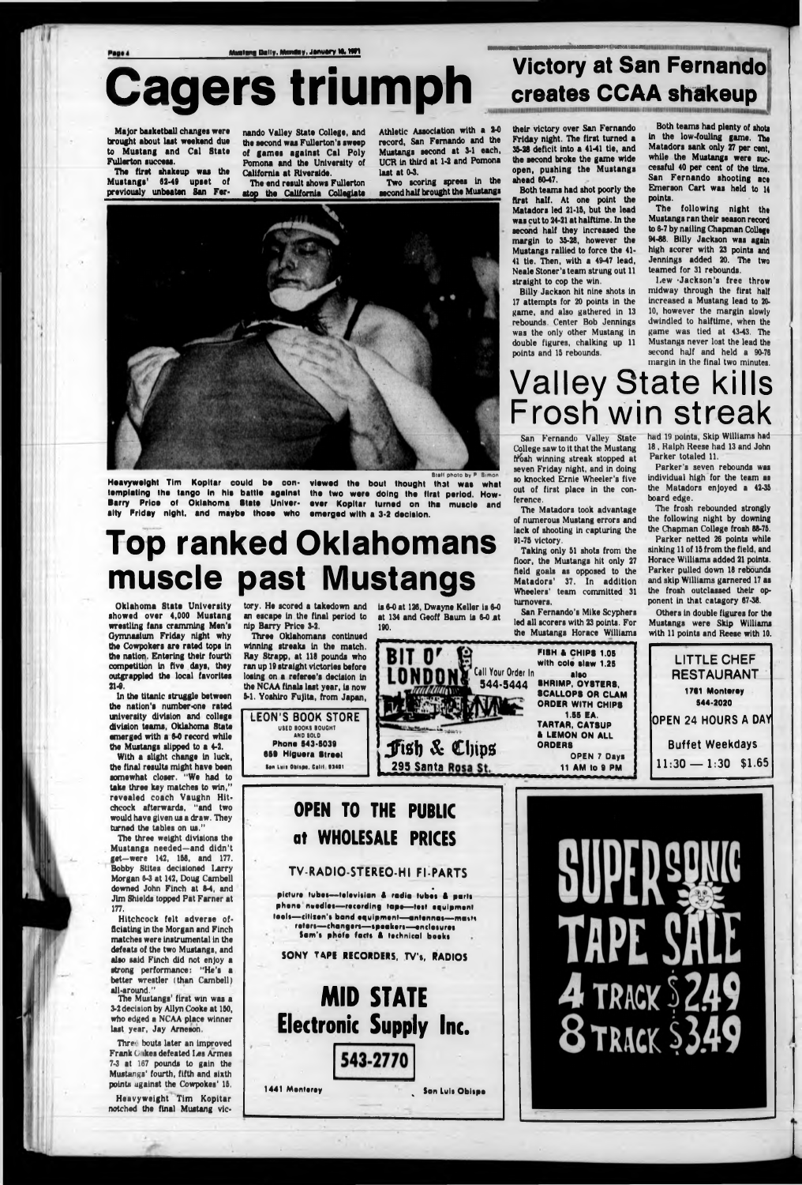# Cagers triumph

## Victory at San Fernando creates CCAA shakeup

Major basketball changes were brought about last weekend due to Mustang and Cal State Fullerton success.

The first shakeup was the Mustangs' 62-49 upset of previously unbeaten San Fernando Valley State College, and the second was Fullerton's sweep of games against Cal Poly Pomona and the University of California at Riverside.

The end result shows Fullerton atop the California Collegiate Athletic Association with a 3-0 record, San Fernando and the Mustangs second at 3-1 each, UCR in third at 1-2 and Pomona last at 0-3.

Two scoring sprees in the second half brought the Mustangs their victory over San Fernando Friday night. The first turned a 35-28 deficit into a 41-41 tie, and the second broke the game wide open, pushing the Mustangs ahead 60-47.

Both teams had shot poorly the first half. At one point the Matadors led 21-15, but the lead was cut to 24-21 at halftime. In the second half they increased the margin to 35-28, however the Mustangs rallied to force the 41-41 tie. Then, with a 49-47 lead, Neale Stoner's team strung out 11 straight to cop the win.

Billy Jackson hit nine shots in 17 attempts for 20 points in the game, and also gathered in 13 rebounds. Center Bob Jennings was the only other Mustang in double figures, chalking up 11 points and 15 rebounds.

Both teams had plenty of shots in the low-fouling game. The Matadors sank only 27 per cent, while the Mustangs were successful 40 per cent of the time. San Fernando shooting ace Emerson Cart was held to 14 points.

The following night the Mustangs ran their season record to 6-7 by nailing Chapman College 94-88. Billy Jackson was again high scorer with 23 points and Jennings added 20. The two teamed for 31 rebounds.

Lew Jackson's free throw midway through the first half increased a Mustang lead to 20-10, however the margin slowly dwindled to halftime, when the game was tied at 43-43. The Mustangs never lost the lead the second half and held a 90-78 margin in the final two minutes.

Staff photo by P. Simon

Heavyweight Tim Kopitar could be contemplating the tango in his battle against Barry Price of Oklahoma State University Friday night, and maybe those who viewed the bout thought that was what the two were doing the first period. However Kopitar turned on the muscle and emerged with a 3-2 decision.

# Valley State kills Frosh win streak

San Fernando Valley State College saw to it that the Mustang frosh winning streak stopped at seven Friday night, and in doing so knocked Ernie Wheeler's five out of first place in the conference.

The Matadors took advantage of numerous Mustang errors and lack of shooting in capturing the 91-75 victory.

Taking only 51 shots from the floor, the Mustangs hit only 27 field goals as opposed to the Matadors' 37. In addition Wheelers' team committed 31 turnovers.

San Fernando's Mike Scyphers led all scorers with 23 points. For the Mustangs Horace Williams had 19 points, Skip Williams had 18, Ralph Reese had 13 and John Parker totaled 11.

Parker's seven rebounds was individual high for the team as the Matadors enjoyed a 42-35 board edge.

The frosh rebounded strongly the following night by downing the Chapman College frosh 88-75.

Parker netted 26 points while sinking 11 of 15 from the field, and Horace Williams added 21 points. Parker pulled down 18 rebounds and skip Williams garnered 17 as the frosh outclassed their opponent in that catagory 67-38.

Others in double figures for the Mustangs were Skip Williams with 11 points and Reese with 10.

# Top ranked Oklahomans muscle past Mustangs

Oklahoma State University showed over 4,000 Mustang wrestling fans cramming Men's Gymnasium Friday night why the Cowpokers are rated tops in the nation. Entering their fourth competition in five days, they outgrappled the local favorites 21-9.

In the titanic struggle between the nation's number-one rated university division and college division teams, Oklahoma State emerged with a 6-0 record while the Mustangs slipped to a 4-2.

With a slight change in luck, the final results might have been somewhat closer. "We had to take three key matches to win," revealed coach Vaughn Hitchcock afterwards, "and two would have given us a draw. They turned the tables on us."

The three weight divisions the Mustangs needed—and didn't get—were 142, 158, and 177. Bobby Stites decisioned Larry Morgan 6-3 at 142, Doug Cambell downed John Finch at 8-4, and Jim Shields topped Pat Farner at 177.

Hitchcock felt adverse officiating in the Morgan and Finch matches were instrumental in the defeats of the two Mustangs, and also said Finch did not enjoy a strong performance: "He's a better wrestler (than Cambell) all-around."

The Mustangs' first win was a 3-2 decision by Allyn Cooke at 150, who edged a NCAA place winner last year, Jay Arneson.

Three bouts later an improved Frank Cokes defeated Les Armes 7-3 at 167 pounds to gain the Mustangs' fourth, fifth and sixth points against the Cowpokes' 15.

Heavyweight Tim Kopitar notched the final Mustang victory. He scored a takedown and an escape in the final period to nip Barry Price 3-2.

Three Oklahomans continued winning streaks in the match. Ray Strapp, at 118 pounds who ran up 19 straight victories before losing on a referee's decision in the NCAA finals last year, is now 8-1. Yoshiro Fujita, from Japan, is 6-0 at 126, Dwayne Keller is 6-0 at 134 and Geoff Baum is 6-0 at 190.

LEON'S BOOK STORE
USED BOOKS BOUGHT AND SOLD
Phone 543-5039
659 Higuera Street
San Luis Obispo, Calif. 93401

BIT O' LONDON
Call Your Order In 544-5444
Fish & Chips
295 Santa Rosa St.
FISH & CHIPS 1.05
with cole slaw 1.25
also
SHRIMP, OYSTERS, SCALLOPS OR CLAM ORDER WITH CHIPS 1.55 EA.
TARTAR, CATSUP & LEMON ON ALL ORDERS
OPEN 7 Days
11 AM to 9 PM

LITTLE CHEF RESTAURANT
1761 Monterey
544-2020
OPEN 24 HOURS A DAY
Buffet Weekdays
11:30 — 1:30 $1.65

OPEN TO THE PUBLIC at WHOLESALE PRICES

TV-RADIO-STEREO-HI FI-PARTS

picture tubes—television & radio tubes & parts phono needles—recording tape—test equipment tools—citizen's band equipment—antennas—masts rotors—changers—speakers—enclosures Sam's photo facts & technical books

SONY TAPE RECORDERS, TV's, RADIOS

MID STATE Electronic Supply Inc.

543-2770

1441 Monterey San Luis Obispo

SUPERSONIC TAPE SALE
4 TRACK $2.49
8 TRACK $3.49